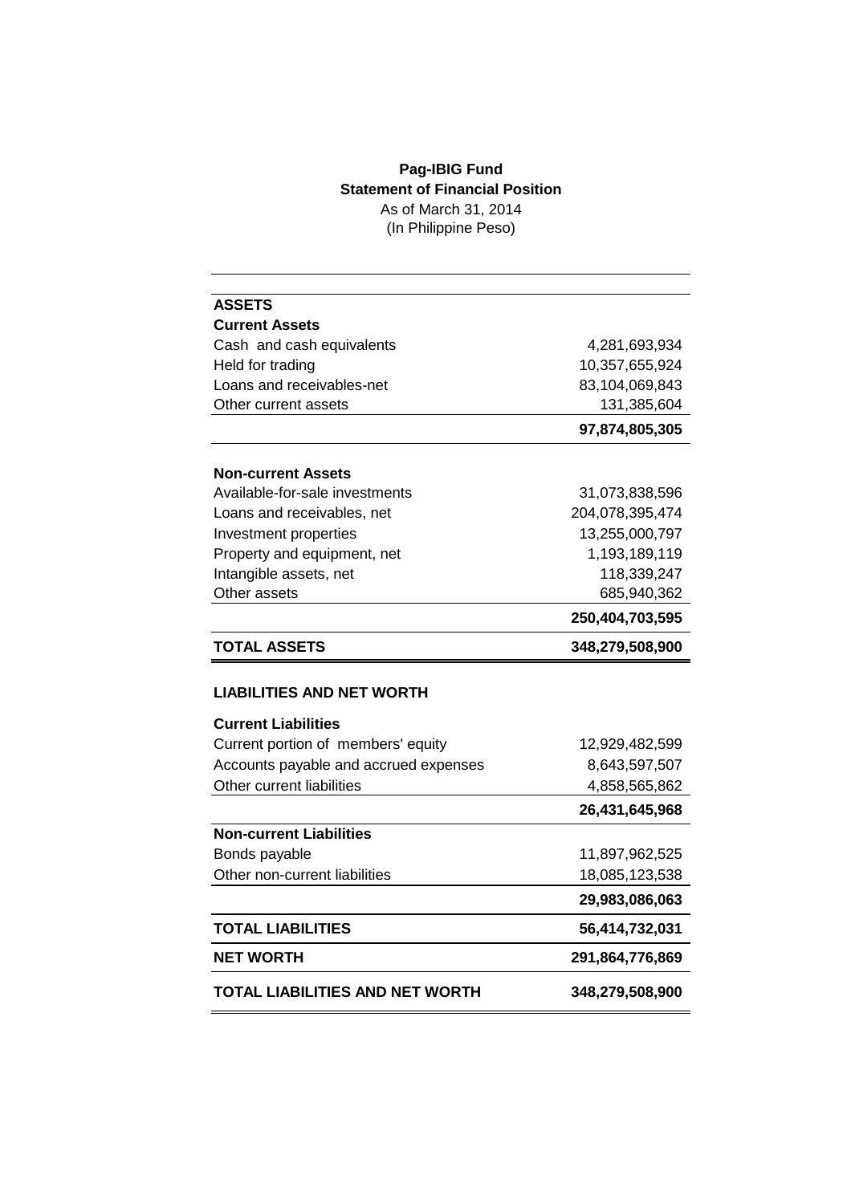**Pag-IBIG Fund**
**Statement of Financial Position**
As of March 31, 2014
(In Philippine Peso)

| | |
|---|---:|
| **ASSETS** | |
| **Current Assets** | |
| Cash and cash equivalents | 4,281,693,934 |
| Held for trading | 10,357,655,924 |
| Loans and receivables-net | 83,104,069,843 |
| Other current assets | 131,385,604 |
| | **97,874,805,305** |
| **Non-current Assets** | |
| Available-for-sale investments | 31,073,838,596 |
| Loans and receivables, net | 204,078,395,474 |
| Investment properties | 13,255,000,797 |
| Property and equipment, net | 1,193,189,119 |
| Intangible assets, net | 118,339,247 |
| Other assets | 685,940,362 |
| | **250,404,703,595** |
| **TOTAL ASSETS** | **348,279,508,900** |
| **LIABILITIES AND NET WORTH** | |
| **Current Liabilities** | |
| Current portion of members' equity | 12,929,482,599 |
| Accounts payable and accrued expenses | 8,643,597,507 |
| Other current liabilities | 4,858,565,862 |
| | **26,431,645,968** |
| **Non-current Liabilities** | |
| Bonds payable | 11,897,962,525 |
| Other non-current liabilities | 18,085,123,538 |
| | **29,983,086,063** |
| **TOTAL LIABILITIES** | **56,414,732,031** |
| **NET WORTH** | **291,864,776,869** |
| **TOTAL LIABILITIES AND NET WORTH** | **348,279,508,900** |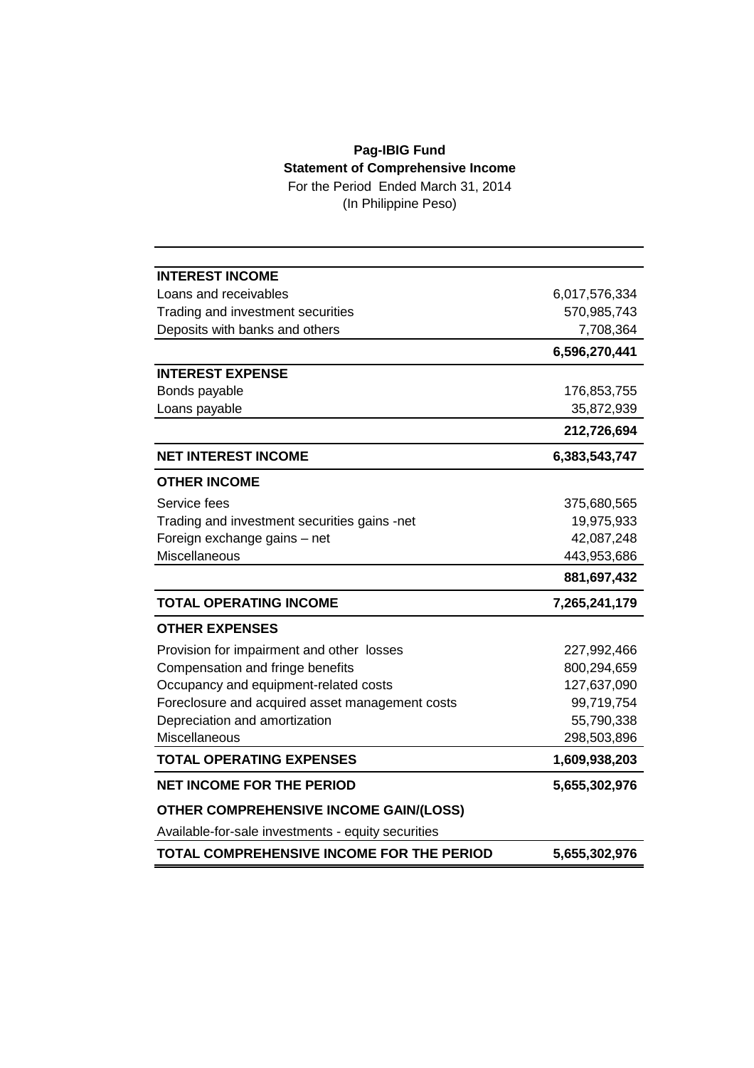**Pag-IBIG Fund**

**Statement of Comprehensive Income**

For the Period Ended March 31, 2014

(In Philippine Peso)

| | |
|---|---:|
| **INTEREST INCOME** | |
| Loans and receivables | 6,017,576,334 |
| Trading and investment securities | 570,985,743 |
| Deposits with banks and others | 7,708,364 |
| | **6,596,270,441** |
| **INTEREST EXPENSE** | |
| Bonds payable | 176,853,755 |
| Loans payable | 35,872,939 |
| | **212,726,694** |
| **NET INTEREST INCOME** | **6,383,543,747** |
| **OTHER INCOME** | |
| Service fees | 375,680,565 |
| Trading and investment securities gains -net | 19,975,933 |
| Foreign exchange gains – net | 42,087,248 |
| Miscellaneous | 443,953,686 |
| | **881,697,432** |
| **TOTAL OPERATING INCOME** | **7,265,241,179** |
| **OTHER EXPENSES** | |
| Provision for impairment and other losses | 227,992,466 |
| Compensation and fringe benefits | 800,294,659 |
| Occupancy and equipment-related costs | 127,637,090 |
| Foreclosure and acquired asset management costs | 99,719,754 |
| Depreciation and amortization | 55,790,338 |
| Miscellaneous | 298,503,896 |
| **TOTAL OPERATING EXPENSES** | **1,609,938,203** |
| **NET INCOME FOR THE PERIOD** | **5,655,302,976** |
| **OTHER COMPREHENSIVE INCOME GAIN/(LOSS)** | |
| Available-for-sale investments - equity securities | |
| **TOTAL COMPREHENSIVE INCOME FOR THE PERIOD** | **5,655,302,976** |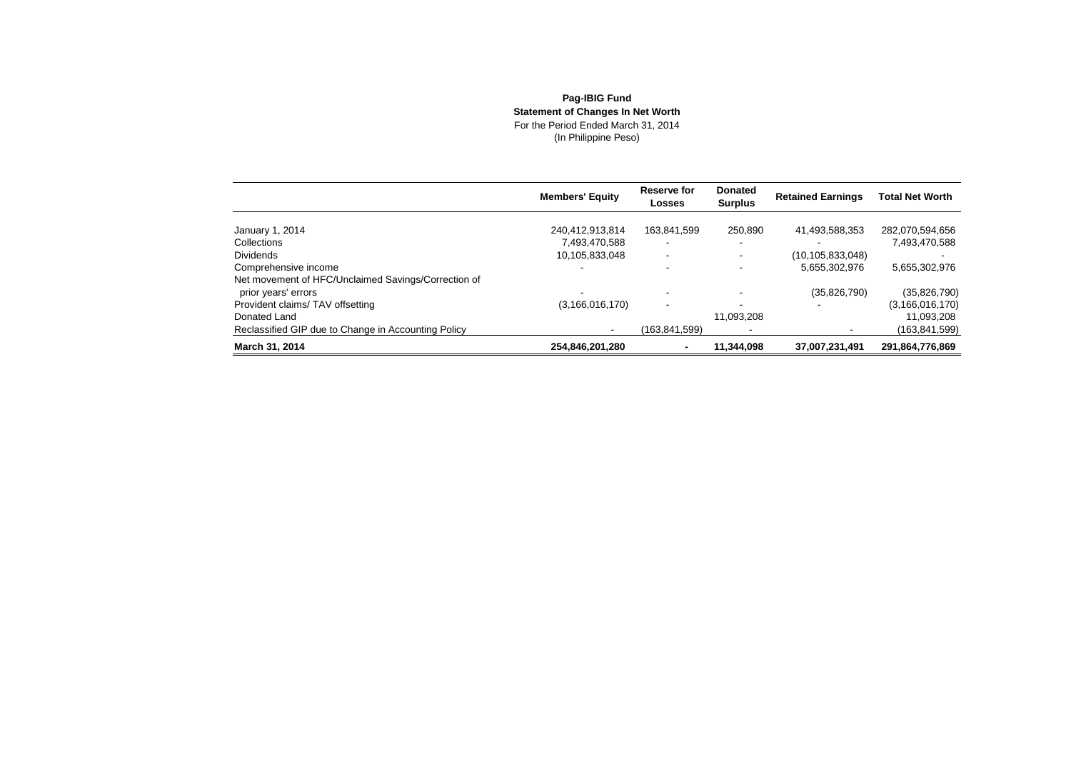**Pag-IBIG Fund**
**Statement of Changes In Net Worth**
For the Period Ended March 31, 2014
(In Philippine Peso)

| | Members' Equity | Reserve for Losses | Donated Surplus | Retained Earnings | Total Net Worth |
|---|---|---|---|---|---|
| January 1, 2014 | 240,412,913,814 | 163,841,599 | 250,890 | 41,493,588,353 | 282,070,594,656 |
| Collections | 7,493,470,588 | - | - | - | 7,493,470,588 |
| Dividends | 10,105,833,048 | - | - | (10,105,833,048) | - |
| Comprehensive income | - | - | - | 5,655,302,976 | 5,655,302,976 |
| Net movement of HFC/Unclaimed Savings/Correction of prior years' errors | - | - | - | (35,826,790) | (35,826,790) |
| Provident claims/ TAV offsetting | (3,166,016,170) | - | - | - | (3,166,016,170) |
| Donated Land | | | 11,093,208 | | 11,093,208 |
| Reclassified GIP due to Change in Accounting Policy | - | (163,841,599) | - | - | (163,841,599) |
| **March 31, 2014** | **254,846,201,280** | **-** | **11,344,098** | **37,007,231,491** | **291,864,776,869** |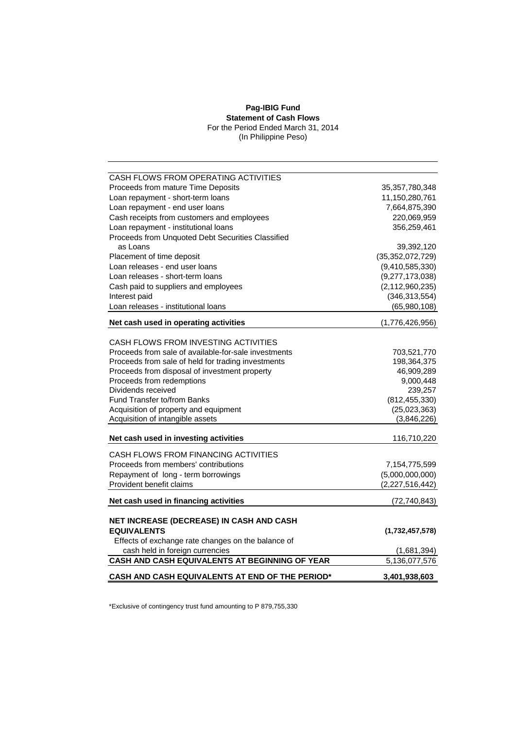**Pag-IBIG Fund**
**Statement of Cash Flows**
For the Period Ended March 31, 2014
(In Philippine Peso)

| | |
|---|---|
| CASH FLOWS FROM OPERATING ACTIVITIES | |
| Proceeds from mature Time Deposits | 35,357,780,348 |
| Loan repayment - short-term loans | 11,150,280,761 |
| Loan repayment - end user loans | 7,664,875,390 |
| Cash receipts from customers and employees | 220,069,959 |
| Loan repayment - institutional loans | 356,259,461 |
| Proceeds from Unquoted Debt Securities Classified as Loans | 39,392,120 |
| Placement of time deposit | (35,352,072,729) |
| Loan releases - end user loans | (9,410,585,330) |
| Loan releases - short-term loans | (9,277,173,038) |
| Cash paid to suppliers and employees | (2,112,960,235) |
| Interest paid | (346,313,554) |
| Loan releases - institutional loans | (65,980,108) |
| **Net cash used in operating activities** | (1,776,426,956) |
| CASH FLOWS FROM INVESTING ACTIVITIES | |
| Proceeds from sale of available-for-sale investments | 703,521,770 |
| Proceeds from sale of held for trading investments | 198,364,375 |
| Proceeds from disposal of investment property | 46,909,289 |
| Proceeds from redemptions | 9,000,448 |
| Dividends received | 239,257 |
| Fund Transfer to/from Banks | (812,455,330) |
| Acquisition of property and equipment | (25,023,363) |
| Acquisition of intangible assets | (3,846,226) |
| **Net cash used in investing activities** | 116,710,220 |
| CASH FLOWS FROM FINANCING ACTIVITIES | |
| Proceeds from members' contributions | 7,154,775,599 |
| Repayment of long - term borrowings | (5,000,000,000) |
| Provident benefit claims | (2,227,516,442) |
| **Net cash used in financing activities** | (72,740,843) |
| **NET INCREASE (DECREASE) IN CASH AND CASH EQUIVALENTS** | **(1,732,457,578)** |
| Effects of exchange rate changes on the balance of cash held in foreign currencies | (1,681,394) |
| **CASH AND CASH EQUIVALENTS AT BEGINNING OF YEAR** | 5,136,077,576 |
| **CASH AND CASH EQUIVALENTS AT END OF THE PERIOD*** | **3,401,938,603** |

*Exclusive of contingency trust fund amounting to P 879,755,330